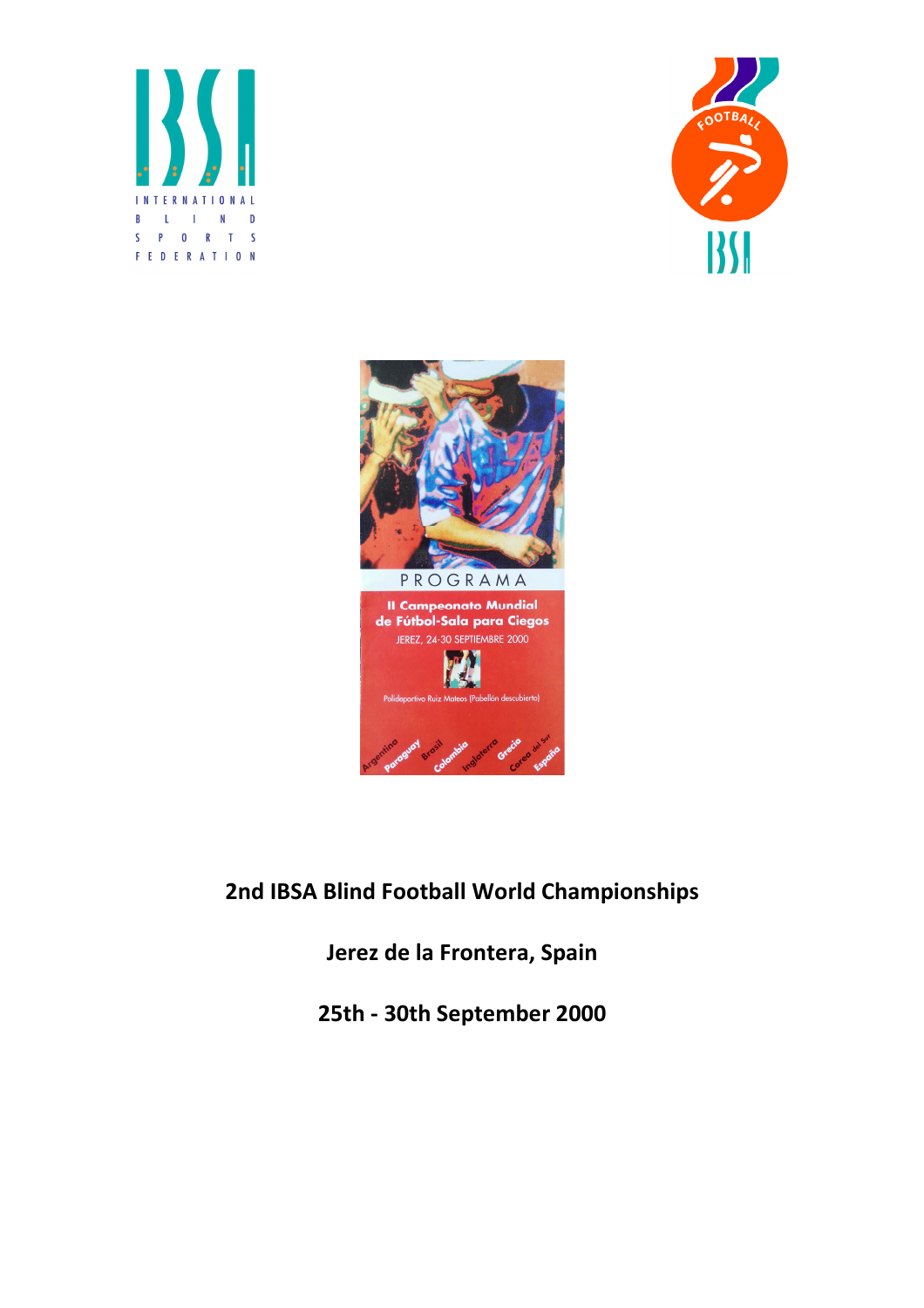INTERNATIONAL BLIND SPORTS FEDERATION

PROGRAMA

II Campeonato Mundial de Fútbol-Sala para Ciegos

JEREZ, 24-30 SEPTIEMBRE 2000

Polideportivo Ruiz Mateos (Pabellón descubierto)

Argentina Paraguay Brasil Colombia Inglaterra Grecia Corea del Sur España

# 2nd IBSA Blind Football World Championships

## Jerez de la Frontera, Spain

## 25th - 30th September 2000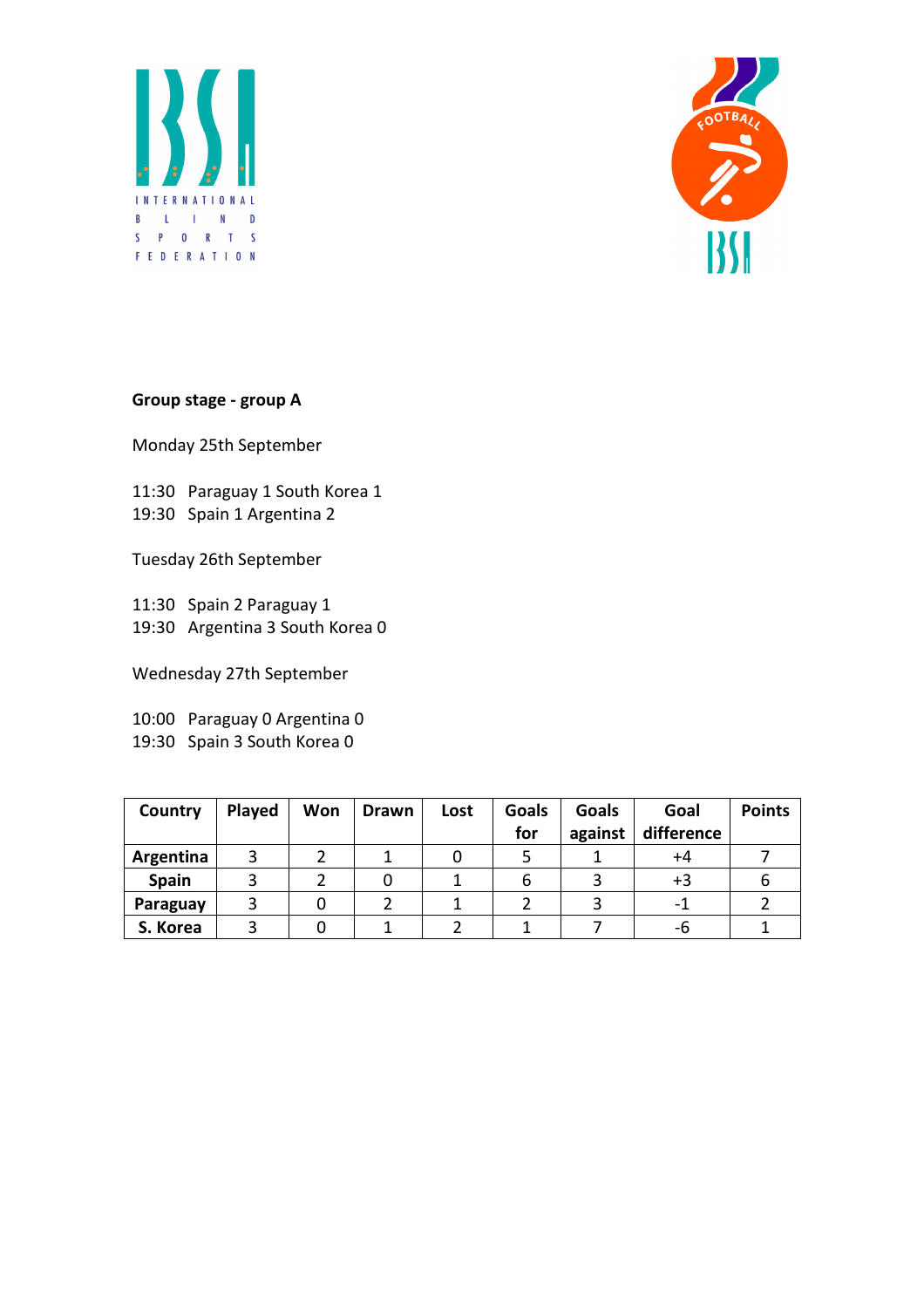**Group stage - group A**

Monday 25th September

11:30 Paraguay 1 South Korea 1
19:30 Spain 1 Argentina 2

Tuesday 26th September

11:30 Spain 2 Paraguay 1
19:30 Argentina 3 South Korea 0

Wednesday 27th September

10:00 Paraguay 0 Argentina 0
19:30 Spain 3 South Korea 0

| Country | Played | Won | Drawn | Lost | Goals for | Goals against | Goal difference | Points |
|---|---|---|---|---|---|---|---|---|
| **Argentina** | 3 | 2 | 1 | 0 | 5 | 1 | +4 | 7 |
| **Spain** | 3 | 2 | 0 | 1 | 6 | 3 | +3 | 6 |
| **Paraguay** | 3 | 0 | 2 | 1 | 2 | 3 | -1 | 2 |
| **S. Korea** | 3 | 0 | 1 | 2 | 1 | 7 | -6 | 1 |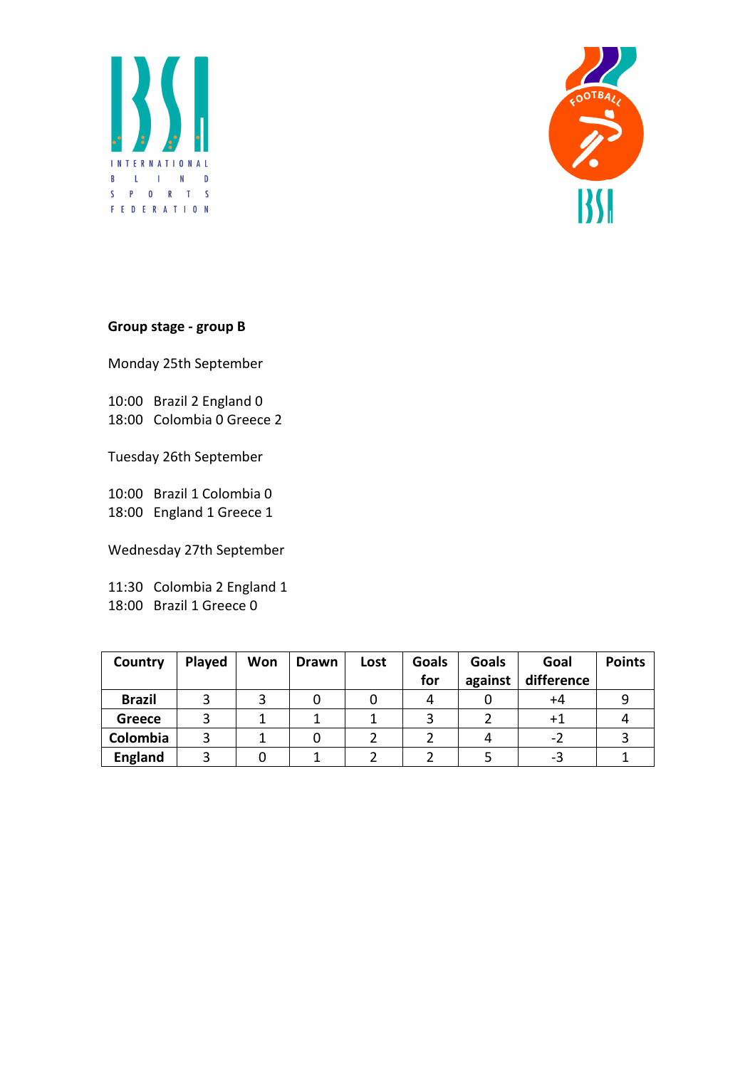**Group stage - group B**

Monday 25th September

10:00 Brazil 2 England 0
18:00 Colombia 0 Greece 2

Tuesday 26th September

10:00 Brazil 1 Colombia 0
18:00 England 1 Greece 1

Wednesday 27th September

11:30 Colombia 2 England 1
18:00 Brazil 1 Greece 0

| Country | Played | Won | Drawn | Lost | Goals for | Goals against | Goal difference | Points |
|---|---|---|---|---|---|---|---|---|
| **Brazil** | 3 | 3 | 0 | 0 | 4 | 0 | +4 | 9 |
| **Greece** | 3 | 1 | 1 | 1 | 3 | 2 | +1 | 4 |
| **Colombia** | 3 | 1 | 0 | 2 | 2 | 4 | -2 | 3 |
| **England** | 3 | 0 | 1 | 2 | 2 | 5 | -3 | 1 |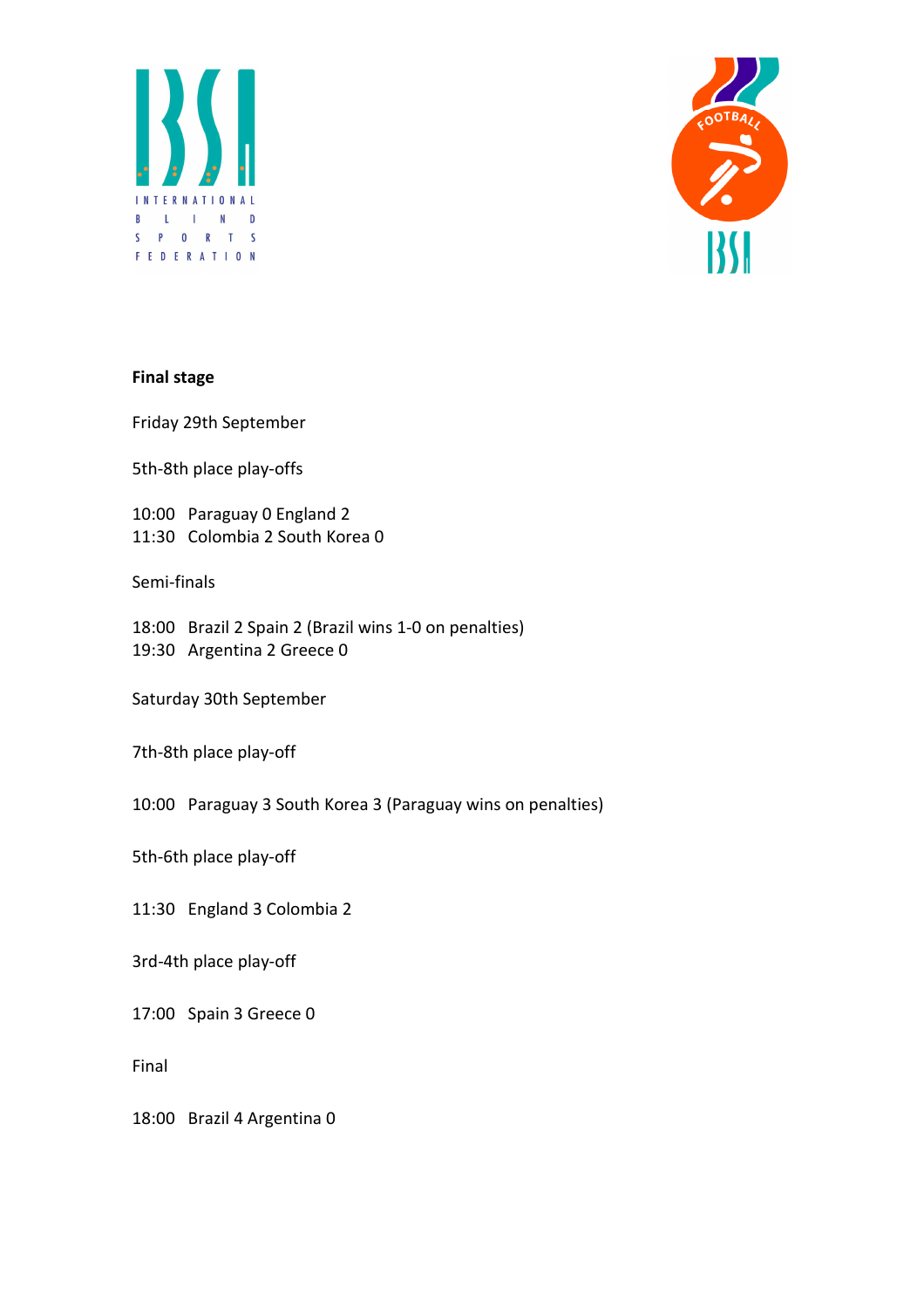**Final stage**

Friday 29th September

5th-8th place play-offs

10:00 Paraguay 0 England 2
11:30 Colombia 2 South Korea 0

Semi-finals

18:00 Brazil 2 Spain 2 (Brazil wins 1-0 on penalties)
19:30 Argentina 2 Greece 0

Saturday 30th September

7th-8th place play-off

10:00 Paraguay 3 South Korea 3 (Paraguay wins on penalties)

5th-6th place play-off

11:30 England 3 Colombia 2

3rd-4th place play-off

17:00 Spain 3 Greece 0

Final

18:00 Brazil 4 Argentina 0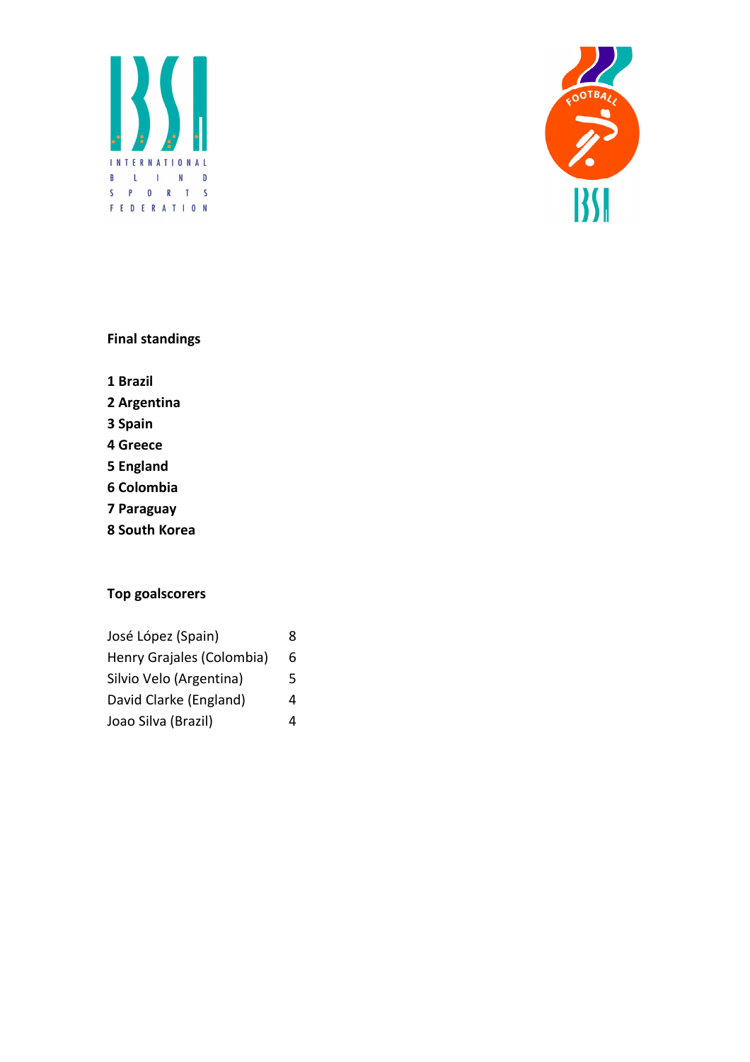**Final standings**

1 Brazil
2 Argentina
3 Spain
4 Greece
5 England
6 Colombia
7 Paraguay
8 South Korea

**Top goalscorers**

| | |
|---|---|
| José López (Spain) | 8 |
| Henry Grajales (Colombia) | 6 |
| Silvio Velo (Argentina) | 5 |
| David Clarke (England) | 4 |
| Joao Silva (Brazil) | 4 |